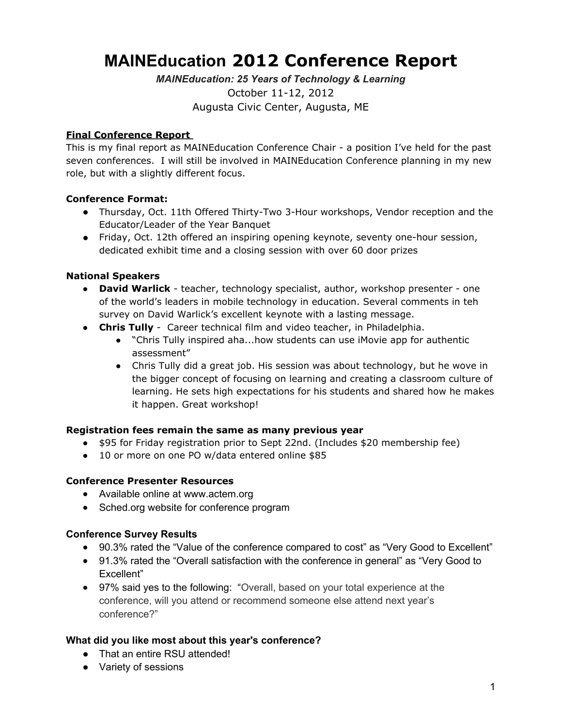# MAINEducation 2012 Conference Report

***MAINEducation: 25 Years of Technology & Learning***

October 11-12, 2012

Augusta Civic Center, Augusta, ME

**Final Conference Report**

This is my final report as MAINEducation Conference Chair - a position I've held for the past seven conferences. I will still be involved in MAINEducation Conference planning in my new role, but with a slightly different focus.

**Conference Format:**

- Thursday, Oct. 11th Offered Thirty-Two 3-Hour workshops, Vendor reception and the Educator/Leader of the Year Banquet
- Friday, Oct. 12th offered an inspiring opening keynote, seventy one-hour session, dedicated exhibit time and a closing session with over 60 door prizes

**National Speakers**

- **David Warlick** - teacher, technology specialist, author, workshop presenter - one of the world's leaders in mobile technology in education. Several comments in teh survey on David Warlick's excellent keynote with a lasting message.
- **Chris Tully** - Career technical film and video teacher, in Philadelphia.
  - "Chris Tully inspired aha...how students can use iMovie app for authentic assessment"
  - Chris Tully did a great job. His session was about technology, but he wove in the bigger concept of focusing on learning and creating a classroom culture of learning. He sets high expectations for his students and shared how he makes it happen. Great workshop!

**Registration fees remain the same as many previous year**

- $95 for Friday registration prior to Sept 22nd. (Includes $20 membership fee)
- 10 or more on one PO w/data entered online $85

**Conference Presenter Resources**

- Available online at www.actem.org
- Sched.org website for conference program

**Conference Survey Results**

- 90.3% rated the "Value of the conference compared to cost" as "Very Good to Excellent"
- 91.3% rated the "Overall satisfaction with the conference in general" as "Very Good to Excellent"
- 97% said yes to the following: "Overall, based on your total experience at the conference, will you attend or recommend someone else attend next year's conference?"

**What did you like most about this year's conference?**

- That an entire RSU attended!
- Variety of sessions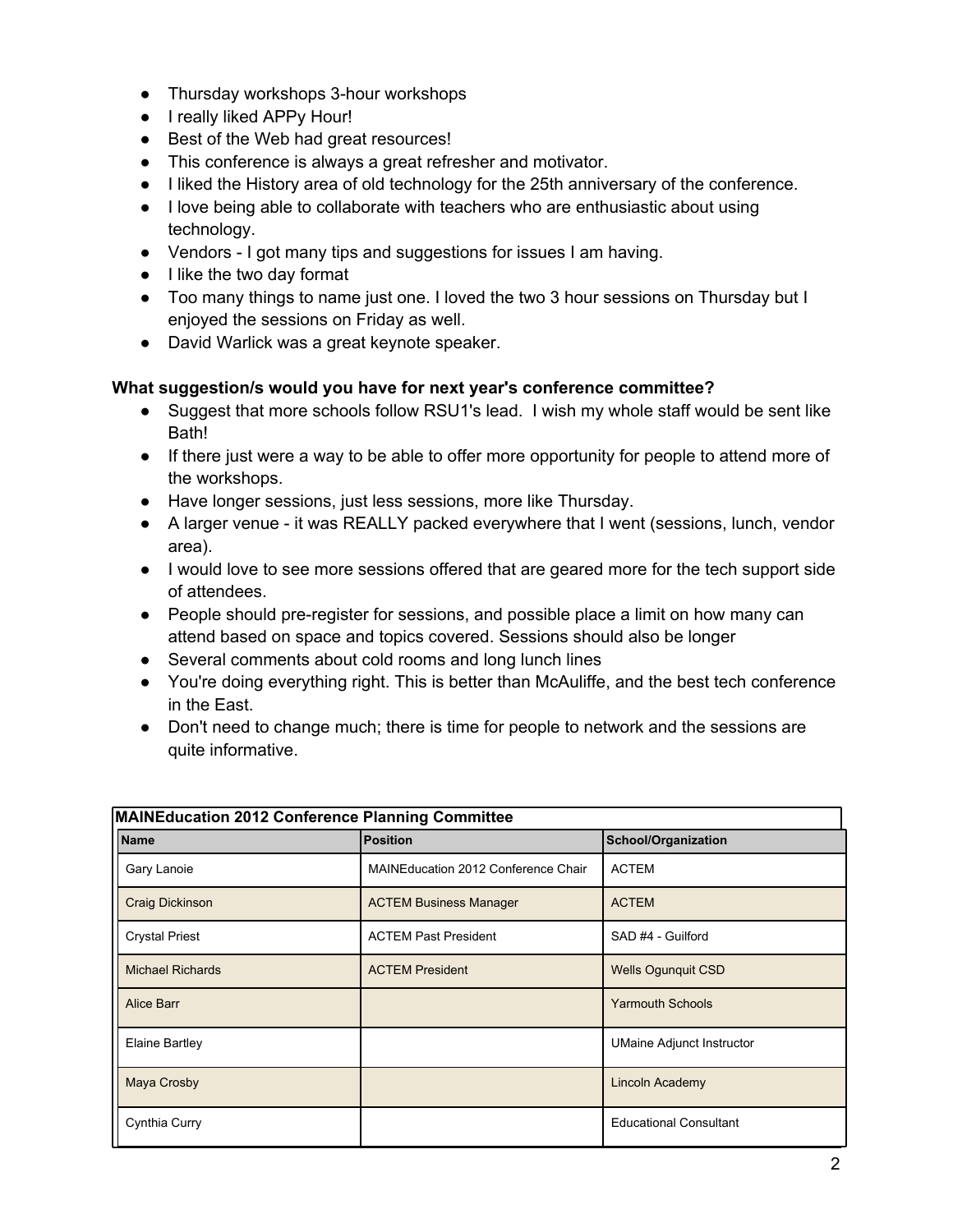- Thursday workshops 3-hour workshops
- I really liked APPy Hour!
- Best of the Web had great resources!
- This conference is always a great refresher and motivator.
- I liked the History area of old technology for the 25th anniversary of the conference.
- I love being able to collaborate with teachers who are enthusiastic about using technology.
- Vendors - I got many tips and suggestions for issues I am having.
- I like the two day format
- Too many things to name just one. I loved the two 3 hour sessions on Thursday but I enjoyed the sessions on Friday as well.
- David Warlick was a great keynote speaker.

**What suggestion/s would you have for next year's conference committee?**

- Suggest that more schools follow RSU1's lead. I wish my whole staff would be sent like Bath!
- If there just were a way to be able to offer more opportunity for people to attend more of the workshops.
- Have longer sessions, just less sessions, more like Thursday.
- A larger venue - it was REALLY packed everywhere that I went (sessions, lunch, vendor area).
- I would love to see more sessions offered that are geared more for the tech support side of attendees.
- People should pre-register for sessions, and possible place a limit on how many can attend based on space and topics covered. Sessions should also be longer
- Several comments about cold rooms and long lunch lines
- You're doing everything right. This is better than McAuliffe, and the best tech conference in the East.
- Don't need to change much; there is time for people to network and the sessions are quite informative.

**MAINEducation 2012 Conference Planning Committee**

| Name | Position | School/Organization |
|---|---|---|
| Gary Lanoie | MAINEducation 2012 Conference Chair | ACTEM |
| Craig Dickinson | ACTEM Business Manager | ACTEM |
| Crystal Priest | ACTEM Past President | SAD #4 - Guilford |
| Michael Richards | ACTEM President | Wells Ogunquit CSD |
| Alice Barr | | Yarmouth Schools |
| Elaine Bartley | | UMaine Adjunct Instructor |
| Maya Crosby | | Lincoln Academy |
| Cynthia Curry | | Educational Consultant |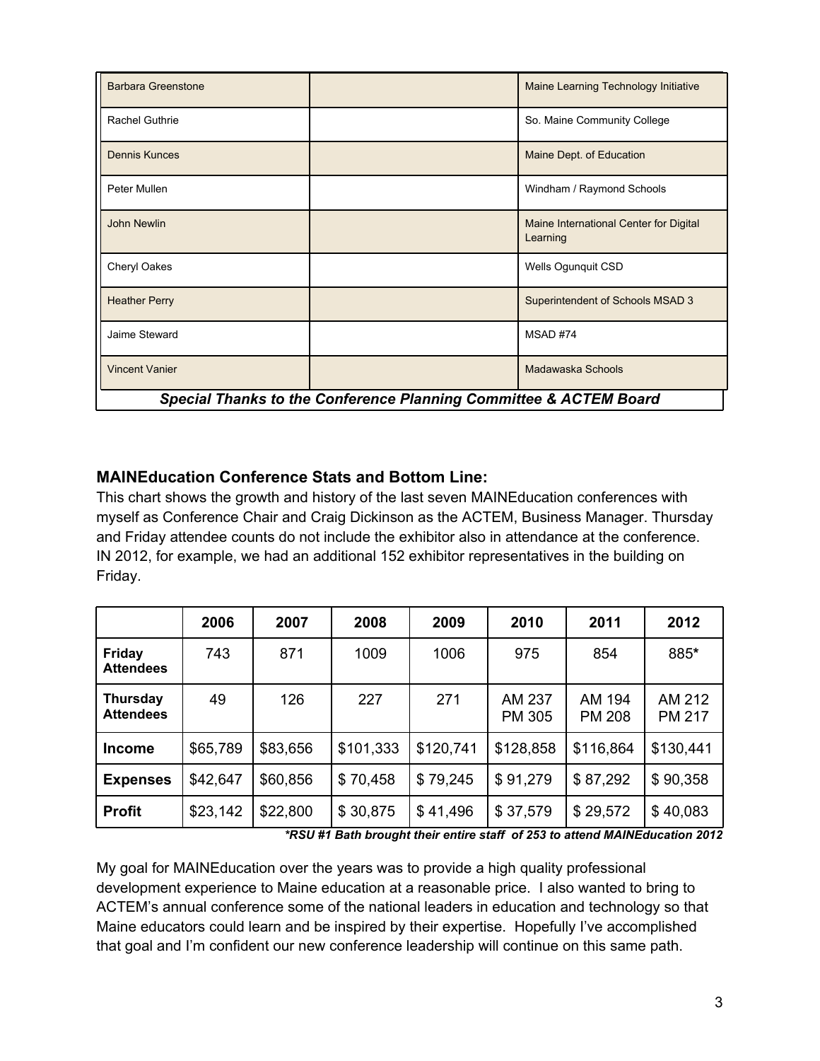| | | |
|---|---|---|
| Barbara Greenstone | | Maine Learning Technology Initiative |
| Rachel Guthrie | | So. Maine Community College |
| Dennis Kunces | | Maine Dept. of Education |
| Peter Mullen | | Windham / Raymond Schools |
| John Newlin | | Maine International Center for Digital Learning |
| Cheryl Oakes | | Wells Ogunquit CSD |
| Heather Perry | | Superintendent of Schools MSAD 3 |
| Jaime Steward | | MSAD #74 |
| Vincent Vanier | | Madawaska Schools |

***Special Thanks to the Conference Planning Committee & ACTEM Board***

### MAINEducation Conference Stats and Bottom Line:

This chart shows the growth and history of the last seven MAINEducation conferences with myself as Conference Chair and Craig Dickinson as the ACTEM, Business Manager. Thursday and Friday attendee counts do not include the exhibitor also in attendance at the conference. IN 2012, for example, we had an additional 152 exhibitor representatives in the building on Friday.

| | 2006 | 2007 | 2008 | 2009 | 2010 | 2011 | 2012 |
|---|---|---|---|---|---|---|---|
| **Friday Attendees** | 743 | 871 | 1009 | 1006 | 975 | 854 | 885* |
| **Thursday Attendees** | 49 | 126 | 227 | 271 | AM 237 PM 305 | AM 194 PM 208 | AM 212 PM 217 |
| **Income** | $65,789 | $83,656 | $101,333 | $120,741 | $128,858 | $116,864 | $130,441 |
| **Expenses** | $42,647 | $60,856 | $ 70,458 | $ 79,245 | $ 91,279 | $ 87,292 | $ 90,358 |
| **Profit** | $23,142 | $22,800 | $ 30,875 | $ 41,496 | $ 37,579 | $ 29,572 | $ 40,083 |

***RSU #1 Bath brought their entire staff of 253 to attend MAINEducation 2012***

My goal for MAINEducation over the years was to provide a high quality professional development experience to Maine education at a reasonable price. I also wanted to bring to ACTEM's annual conference some of the national leaders in education and technology so that Maine educators could learn and be inspired by their expertise. Hopefully I've accomplished that goal and I'm confident our new conference leadership will continue on this same path.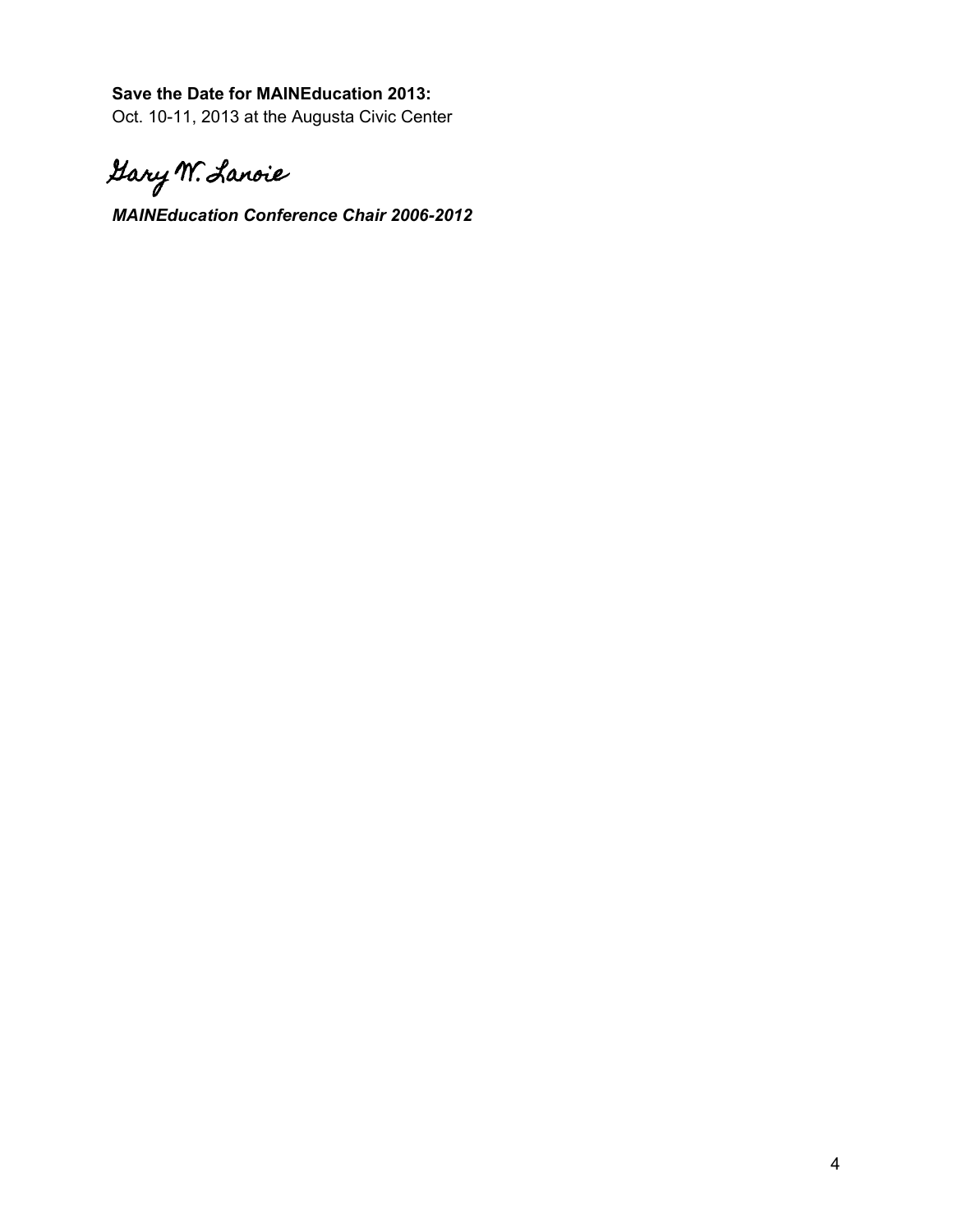**Save the Date for MAINEducation 2013:**
Oct. 10-11, 2013 at the Augusta Civic Center

Gary W. Lanoie

***MAINEducation Conference Chair 2006-2012***